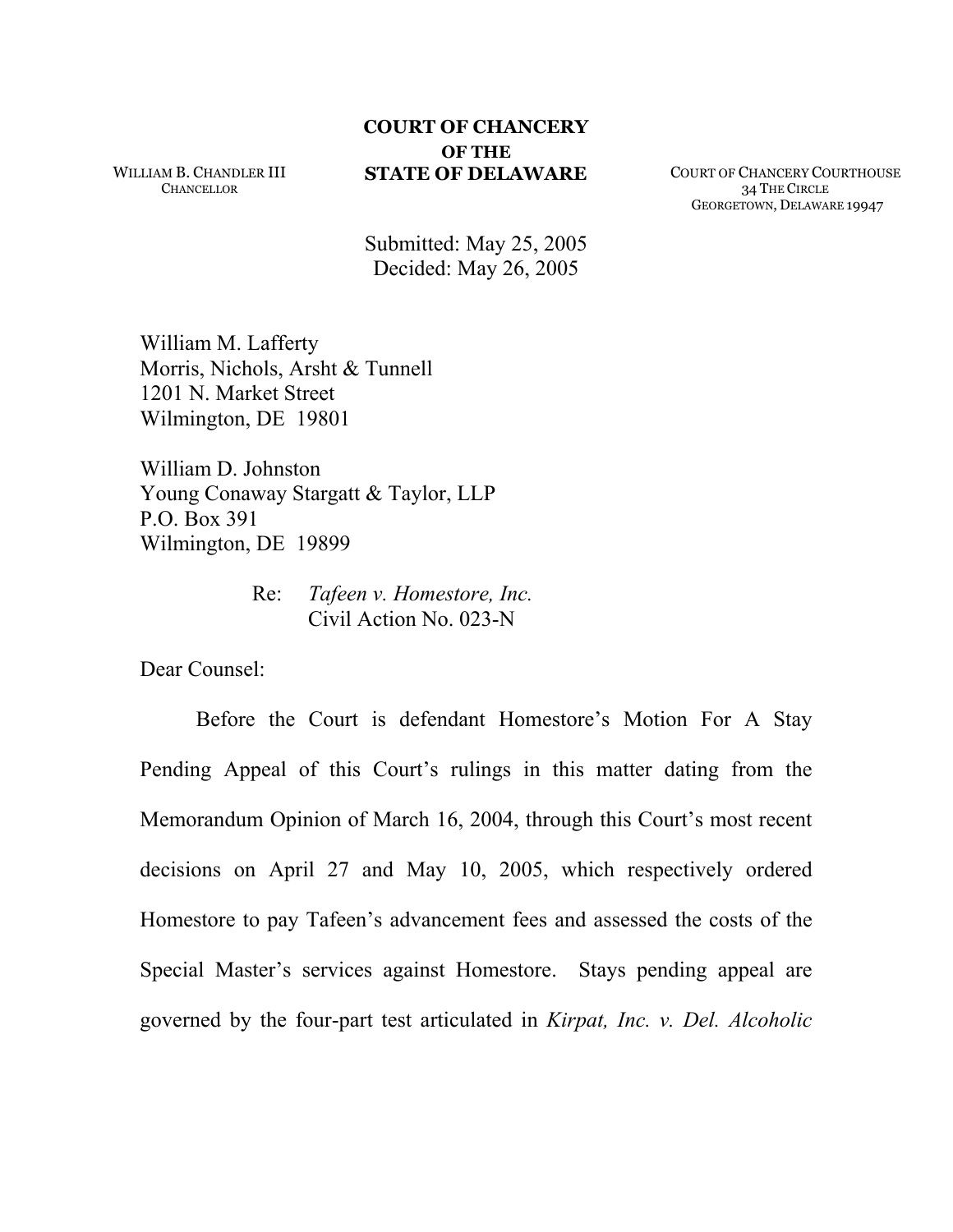WILLIAM B. CHANDLER III
CHANCELLOR

**COURT OF CHANCERY**
**OF THE**
**STATE OF DELAWARE**

COURT OF CHANCERY COURTHOUSE
34 THE CIRCLE
GEORGETOWN, DELAWARE 19947

Submitted: May 25, 2005
Decided: May 26, 2005

William M. Lafferty
Morris, Nichols, Arsht & Tunnell
1201 N. Market Street
Wilmington, DE 19801

William D. Johnston
Young Conaway Stargatt & Taylor, LLP
P.O. Box 391
Wilmington, DE 19899

Re: *Tafeen v. Homestore, Inc.*
Civil Action No. 023-N

Dear Counsel:

Before the Court is defendant Homestore's Motion For A Stay Pending Appeal of this Court's rulings in this matter dating from the Memorandum Opinion of March 16, 2004, through this Court's most recent decisions on April 27 and May 10, 2005, which respectively ordered Homestore to pay Tafeen's advancement fees and assessed the costs of the Special Master's services against Homestore. Stays pending appeal are governed by the four-part test articulated in *Kirpat, Inc. v. Del. Alcoholic*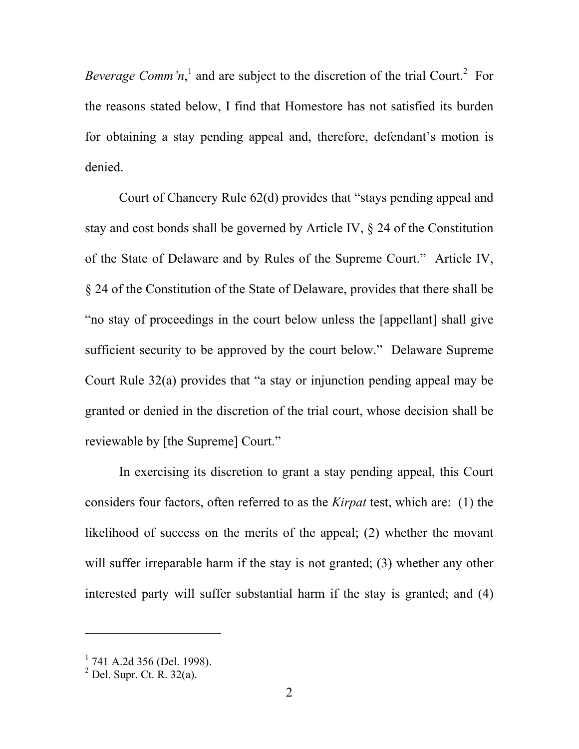*Beverage Comm'n*,[1] and are subject to the discretion of the trial Court.[2] For the reasons stated below, I find that Homestore has not satisfied its burden for obtaining a stay pending appeal and, therefore, defendant's motion is denied.

Court of Chancery Rule 62(d) provides that "stays pending appeal and stay and cost bonds shall be governed by Article IV, § 24 of the Constitution of the State of Delaware and by Rules of the Supreme Court." Article IV, § 24 of the Constitution of the State of Delaware, provides that there shall be "no stay of proceedings in the court below unless the [appellant] shall give sufficient security to be approved by the court below." Delaware Supreme Court Rule 32(a) provides that "a stay or injunction pending appeal may be granted or denied in the discretion of the trial court, whose decision shall be reviewable by [the Supreme] Court."

In exercising its discretion to grant a stay pending appeal, this Court considers four factors, often referred to as the *Kirpat* test, which are: (1) the likelihood of success on the merits of the appeal; (2) whether the movant will suffer irreparable harm if the stay is not granted; (3) whether any other interested party will suffer substantial harm if the stay is granted; and (4)

---

[1] 741 A.2d 356 (Del. 1998).

[2] Del. Supr. Ct. R. 32(a).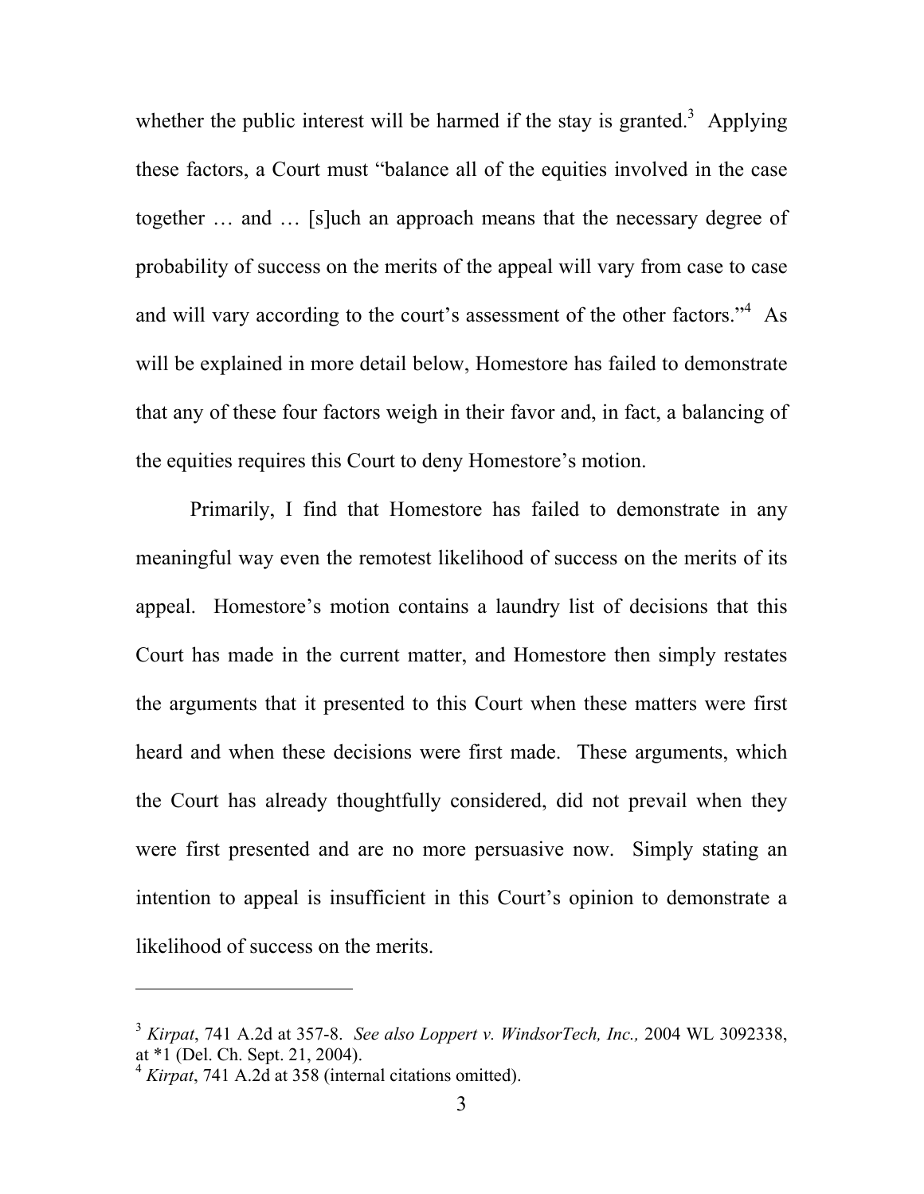whether the public interest will be harmed if the stay is granted.[3] Applying these factors, a Court must "balance all of the equities involved in the case together … and … [s]uch an approach means that the necessary degree of probability of success on the merits of the appeal will vary from case to case and will vary according to the court's assessment of the other factors."[4] As will be explained in more detail below, Homestore has failed to demonstrate that any of these four factors weigh in their favor and, in fact, a balancing of the equities requires this Court to deny Homestore's motion.

Primarily, I find that Homestore has failed to demonstrate in any meaningful way even the remotest likelihood of success on the merits of its appeal. Homestore's motion contains a laundry list of decisions that this Court has made in the current matter, and Homestore then simply restates the arguments that it presented to this Court when these matters were first heard and when these decisions were first made. These arguments, which the Court has already thoughtfully considered, did not prevail when they were first presented and are no more persuasive now. Simply stating an intention to appeal is insufficient in this Court's opinion to demonstrate a likelihood of success on the merits.

---

[3] *Kirpat*, 741 A.2d at 357-8. *See also Loppert v. WindsorTech, Inc.,* 2004 WL 3092338, at *1 (Del. Ch. Sept. 21, 2004).

[4] *Kirpat*, 741 A.2d at 358 (internal citations omitted).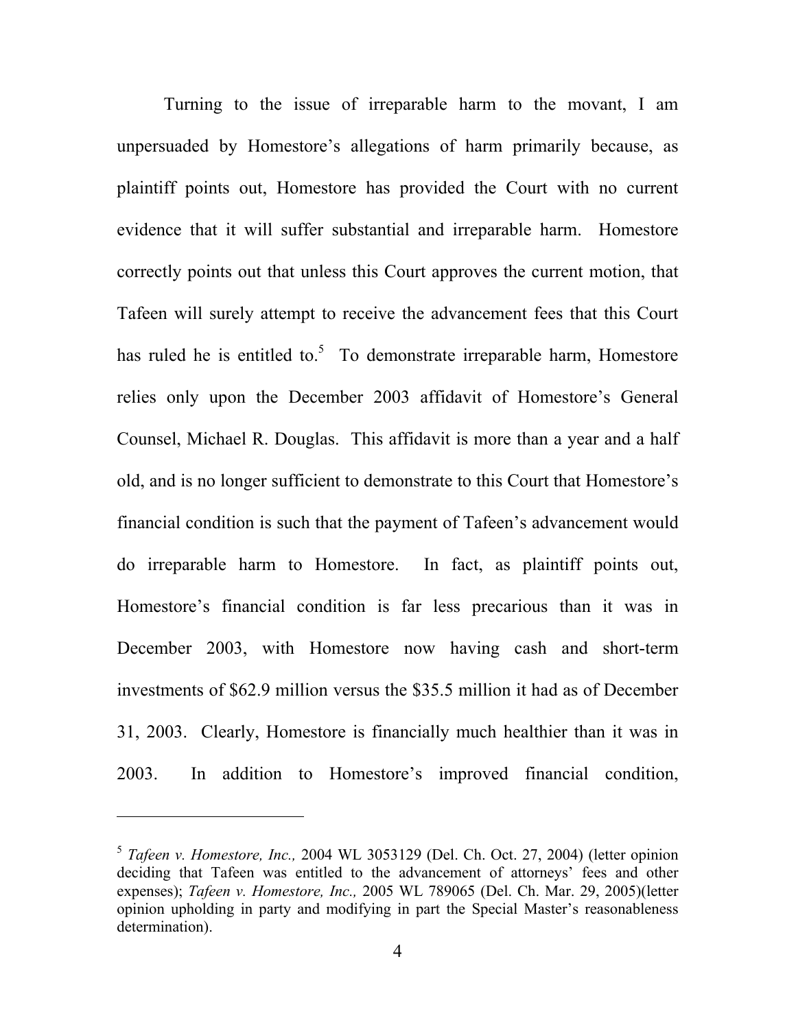Turning to the issue of irreparable harm to the movant, I am unpersuaded by Homestore's allegations of harm primarily because, as plaintiff points out, Homestore has provided the Court with no current evidence that it will suffer substantial and irreparable harm. Homestore correctly points out that unless this Court approves the current motion, that Tafeen will surely attempt to receive the advancement fees that this Court has ruled he is entitled to.[5] To demonstrate irreparable harm, Homestore relies only upon the December 2003 affidavit of Homestore's General Counsel, Michael R. Douglas. This affidavit is more than a year and a half old, and is no longer sufficient to demonstrate to this Court that Homestore's financial condition is such that the payment of Tafeen's advancement would do irreparable harm to Homestore. In fact, as plaintiff points out, Homestore's financial condition is far less precarious than it was in December 2003, with Homestore now having cash and short-term investments of $62.9 million versus the $35.5 million it had as of December 31, 2003. Clearly, Homestore is financially much healthier than it was in 2003. In addition to Homestore's improved financial condition,

---

[5] *Tafeen v. Homestore, Inc.,* 2004 WL 3053129 (Del. Ch. Oct. 27, 2004) (letter opinion deciding that Tafeen was entitled to the advancement of attorneys' fees and other expenses); *Tafeen v. Homestore, Inc.,* 2005 WL 789065 (Del. Ch. Mar. 29, 2005)(letter opinion upholding in party and modifying in part the Special Master's reasonableness determination).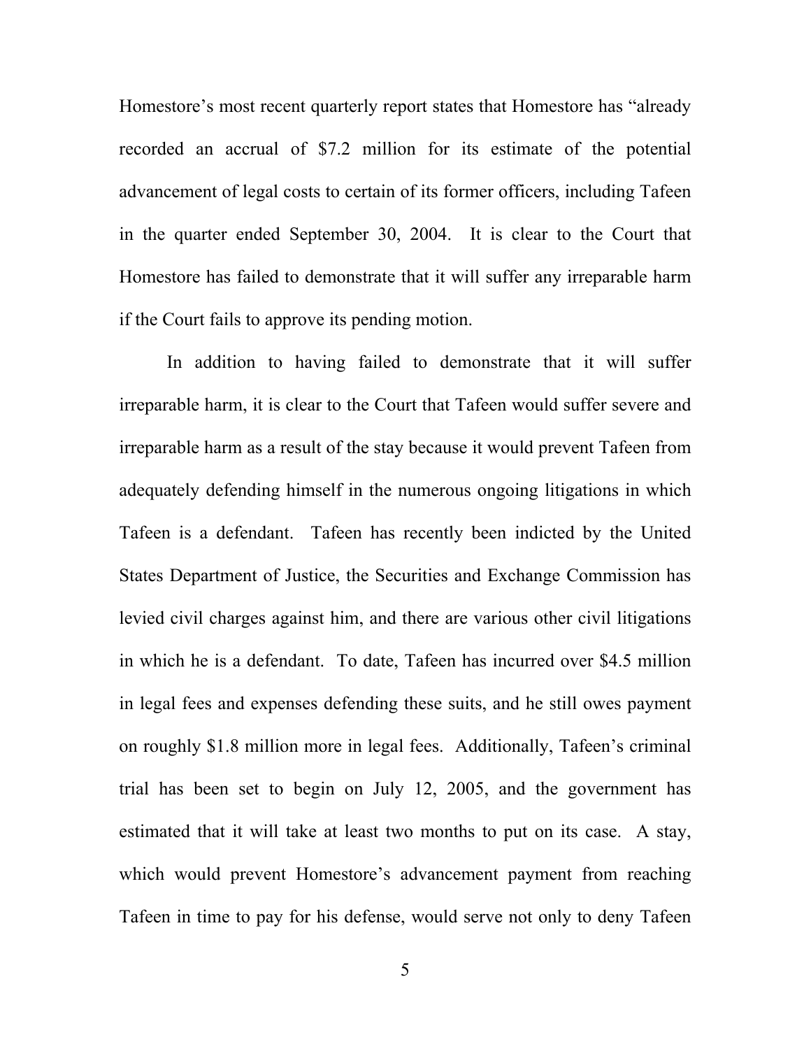Homestore's most recent quarterly report states that Homestore has "already recorded an accrual of $7.2 million for its estimate of the potential advancement of legal costs to certain of its former officers, including Tafeen in the quarter ended September 30, 2004. It is clear to the Court that Homestore has failed to demonstrate that it will suffer any irreparable harm if the Court fails to approve its pending motion.

In addition to having failed to demonstrate that it will suffer irreparable harm, it is clear to the Court that Tafeen would suffer severe and irreparable harm as a result of the stay because it would prevent Tafeen from adequately defending himself in the numerous ongoing litigations in which Tafeen is a defendant. Tafeen has recently been indicted by the United States Department of Justice, the Securities and Exchange Commission has levied civil charges against him, and there are various other civil litigations in which he is a defendant. To date, Tafeen has incurred over $4.5 million in legal fees and expenses defending these suits, and he still owes payment on roughly $1.8 million more in legal fees. Additionally, Tafeen's criminal trial has been set to begin on July 12, 2005, and the government has estimated that it will take at least two months to put on its case. A stay, which would prevent Homestore's advancement payment from reaching Tafeen in time to pay for his defense, would serve not only to deny Tafeen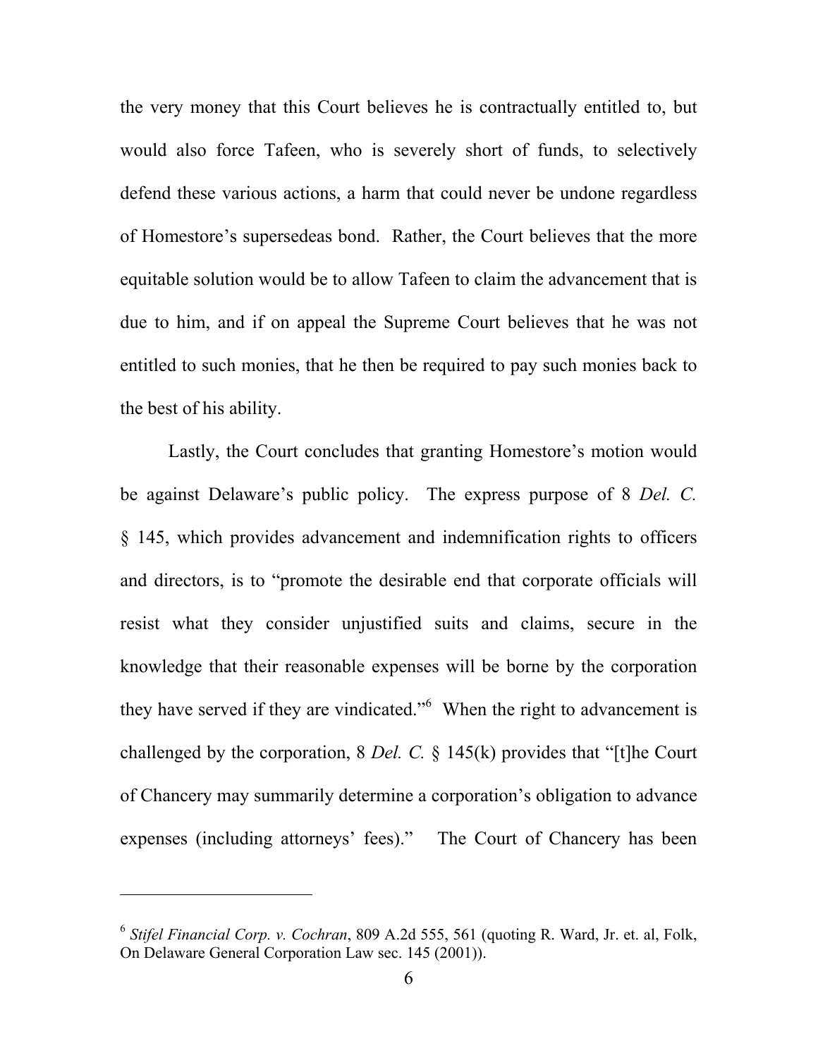the very money that this Court believes he is contractually entitled to, but would also force Tafeen, who is severely short of funds, to selectively defend these various actions, a harm that could never be undone regardless of Homestore's supersedeas bond. Rather, the Court believes that the more equitable solution would be to allow Tafeen to claim the advancement that is due to him, and if on appeal the Supreme Court believes that he was not entitled to such monies, that he then be required to pay such monies back to the best of his ability.

Lastly, the Court concludes that granting Homestore's motion would be against Delaware's public policy. The express purpose of 8 *Del. C.* § 145, which provides advancement and indemnification rights to officers and directors, is to "promote the desirable end that corporate officials will resist what they consider unjustified suits and claims, secure in the knowledge that their reasonable expenses will be borne by the corporation they have served if they are vindicated."[6] When the right to advancement is challenged by the corporation, 8 *Del. C.* § 145(k) provides that "[t]he Court of Chancery may summarily determine a corporation's obligation to advance expenses (including attorneys' fees)." The Court of Chancery has been

---

[6] *Stifel Financial Corp. v. Cochran*, 809 A.2d 555, 561 (quoting R. Ward, Jr. et. al, Folk, On Delaware General Corporation Law sec. 145 (2001)).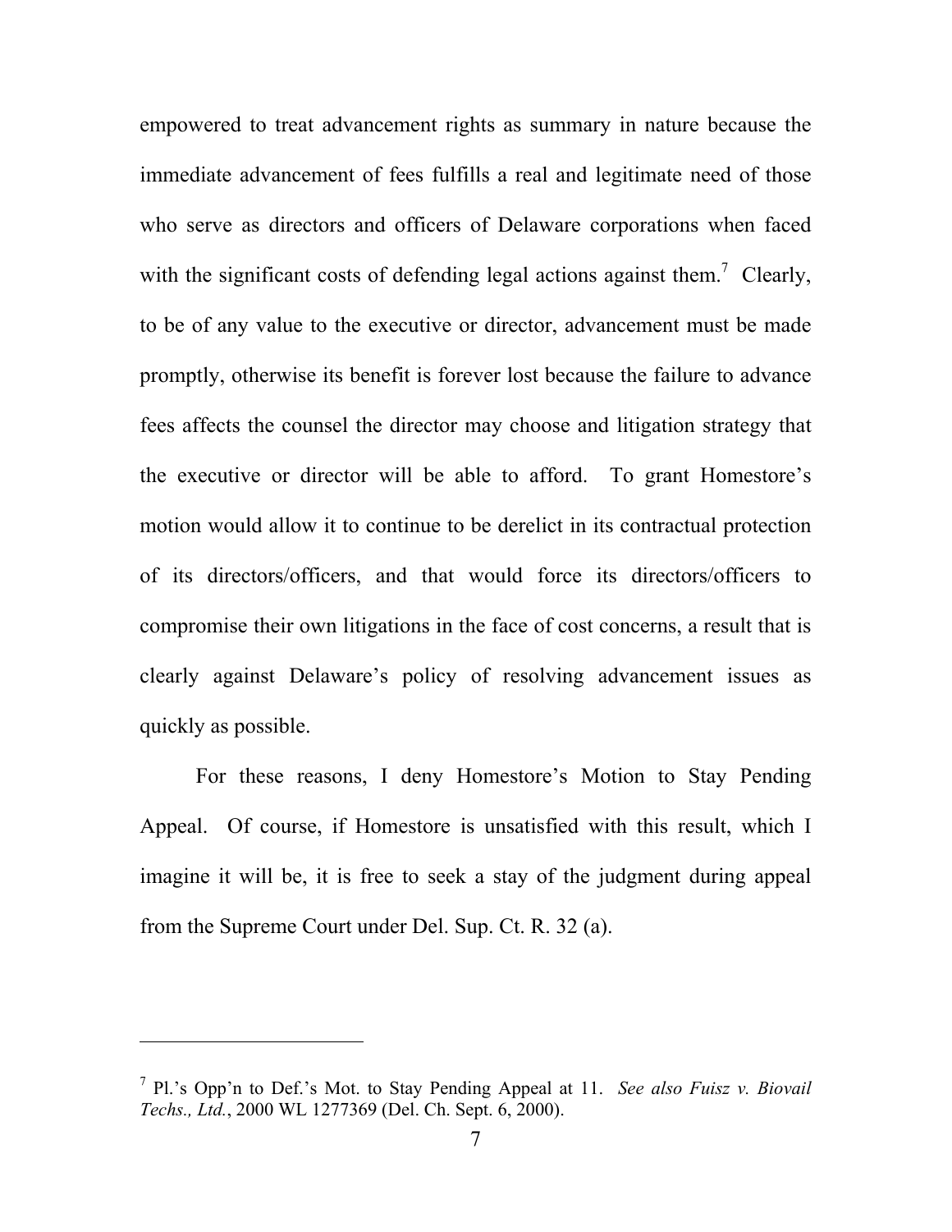empowered to treat advancement rights as summary in nature because the immediate advancement of fees fulfills a real and legitimate need of those who serve as directors and officers of Delaware corporations when faced with the significant costs of defending legal actions against them.[7] Clearly, to be of any value to the executive or director, advancement must be made promptly, otherwise its benefit is forever lost because the failure to advance fees affects the counsel the director may choose and litigation strategy that the executive or director will be able to afford. To grant Homestore's motion would allow it to continue to be derelict in its contractual protection of its directors/officers, and that would force its directors/officers to compromise their own litigations in the face of cost concerns, a result that is clearly against Delaware's policy of resolving advancement issues as quickly as possible.

For these reasons, I deny Homestore's Motion to Stay Pending Appeal. Of course, if Homestore is unsatisfied with this result, which I imagine it will be, it is free to seek a stay of the judgment during appeal from the Supreme Court under Del. Sup. Ct. R. 32 (a).

---

[7] Pl.'s Opp'n to Def.'s Mot. to Stay Pending Appeal at 11. *See also Fuisz v. Biovail Techs., Ltd.*, 2000 WL 1277369 (Del. Ch. Sept. 6, 2000).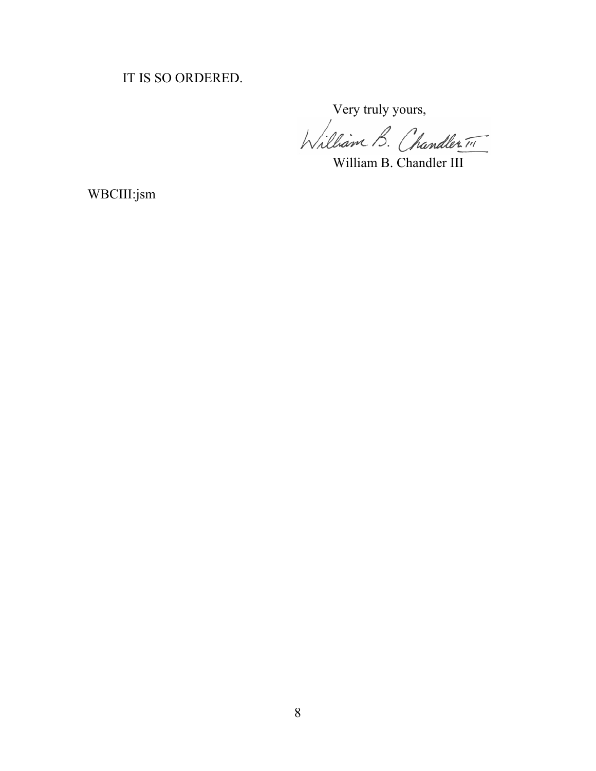IT IS SO ORDERED.

Very truly yours,

William B. Chandler III

WBCIII:jsm